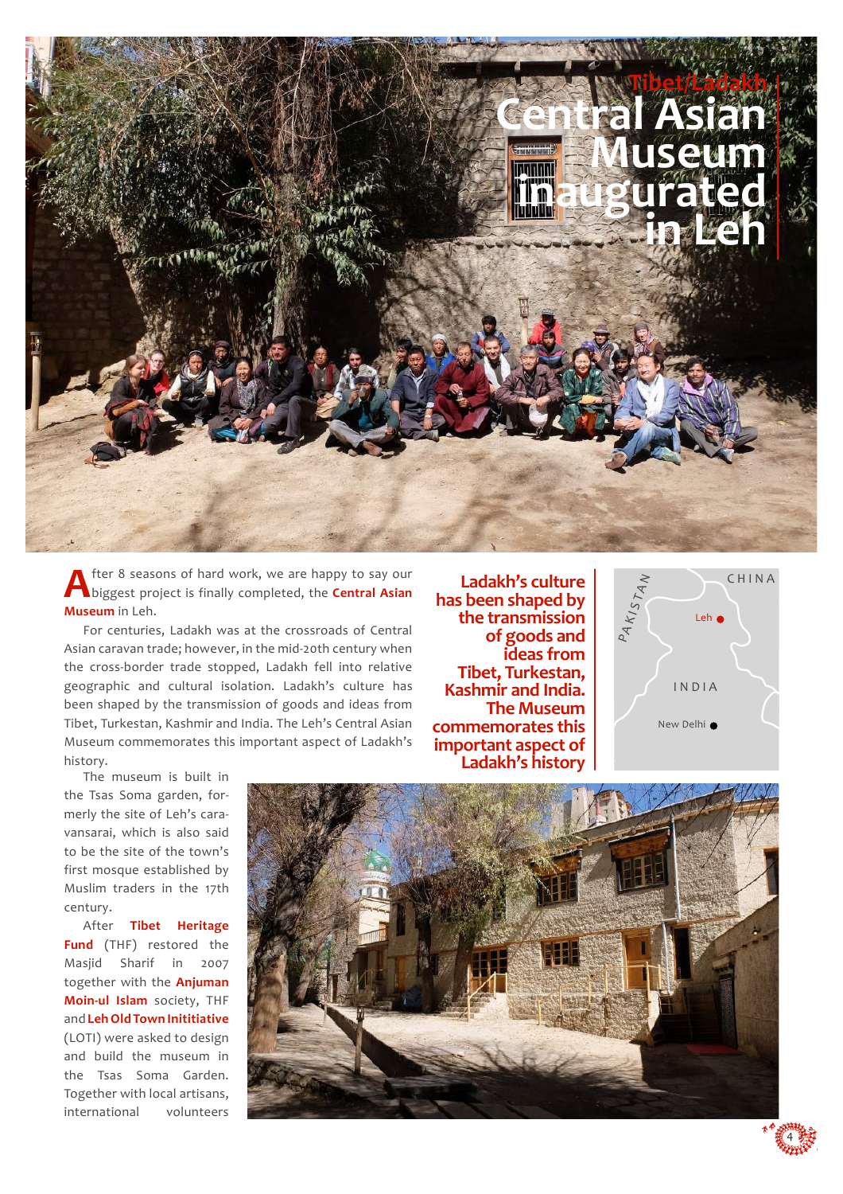Tibet/Ladakh

# Central Asian Museum inaugurated in Leh

After 8 seasons of hard work, we are happy to say our biggest project is finally completed, the **Central Asian Museum** in Leh.

For centuries, Ladakh was at the crossroads of Central Asian caravan trade; however, in the mid-20th century when the cross-border trade stopped, Ladakh fell into relative geographic and cultural isolation. Ladakh's culture has been shaped by the transmission of goods and ideas from Tibet, Turkestan, Kashmir and India. The Leh's Central Asian Museum commemorates this important aspect of Ladakh's history.

**Ladakh's culture has been shaped by the transmission of goods and ideas from Tibet, Turkestan, Kashmir and India. The Museum commemorates this important aspect of Ladakh's history**

CHINA

PAKISTAN

Leh

INDIA

New Delhi

The museum is built in the Tsas Soma garden, formerly the site of Leh's caravansarai, which is also said to be the site of the town's first mosque established by Muslim traders in the 17th century.

After **Tibet Heritage Fund** (THF) restored the Masjid Sharif in 2007 together with the **Anjuman Moin-ul Islam** society, THF and **Leh Old Town Inititiative** (LOTI) were asked to design and build the museum in the Tsas Soma Garden. Together with local artisans, international volunteers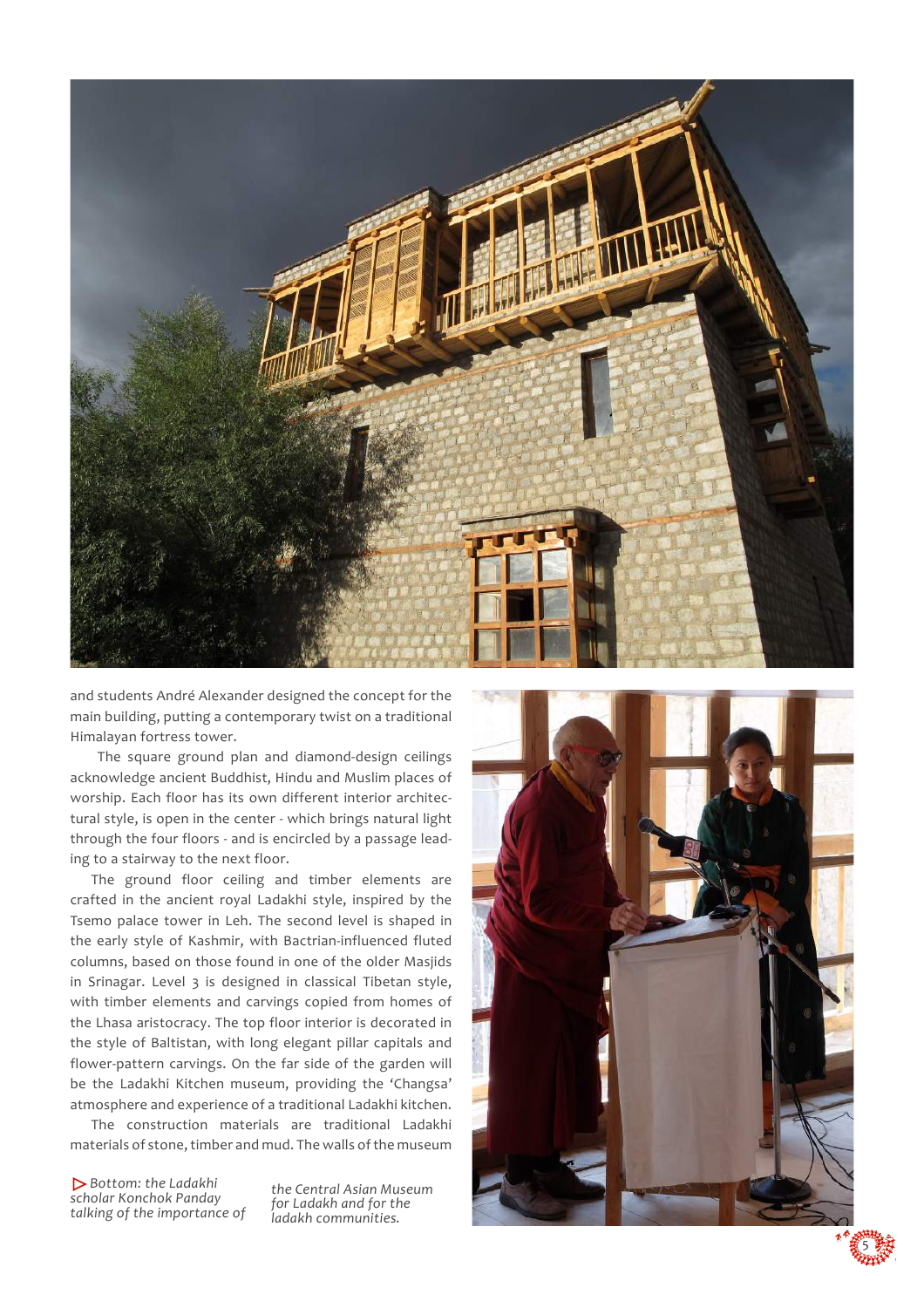and students André Alexander designed the concept for the main building, putting a contemporary twist on a traditional Himalayan fortress tower.

The square ground plan and diamond-design ceilings acknowledge ancient Buddhist, Hindu and Muslim places of worship. Each floor has its own different interior architectural style, is open in the center - which brings natural light through the four floors - and is encircled by a passage leading to a stairway to the next floor.

The ground floor ceiling and timber elements are crafted in the ancient royal Ladakhi style, inspired by the Tsemo palace tower in Leh. The second level is shaped in the early style of Kashmir, with Bactrian-influenced fluted columns, based on those found in one of the older Masjids in Srinagar. Level 3 is designed in classical Tibetan style, with timber elements and carvings copied from homes of the Lhasa aristocracy. The top floor interior is decorated in the style of Baltistan, with long elegant pillar capitals and flower-pattern carvings. On the far side of the garden will be the Ladakhi Kitchen museum, providing the 'Changsa' atmosphere and experience of a traditional Ladakhi kitchen.

The construction materials are traditional Ladakhi materials of stone, timber and mud. The walls of the museum

*Bottom: the Ladakhi scholar Konchok Panday talking of the importance of the Central Asian Museum for Ladakh and for the ladakh communities.*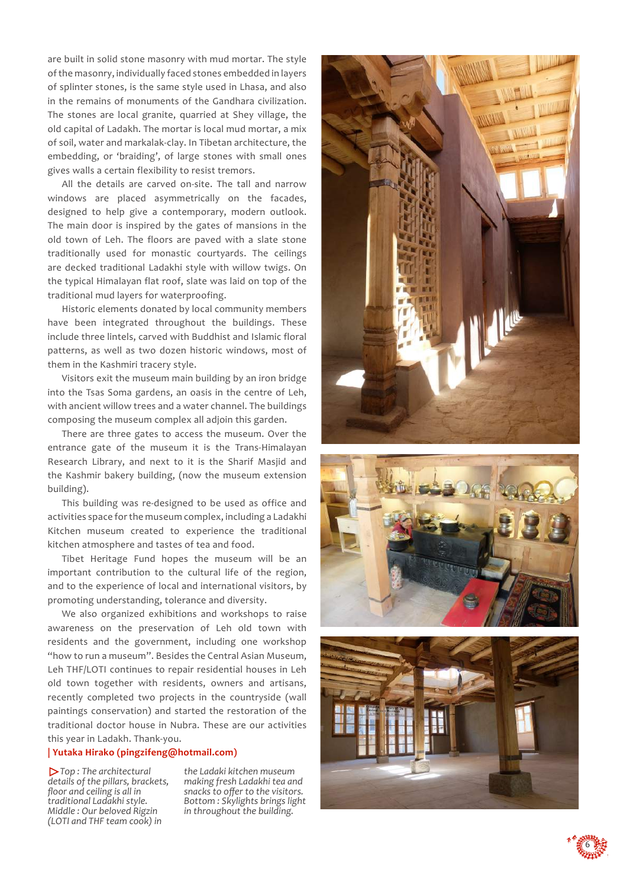are built in solid stone masonry with mud mortar. The style of the masonry, individually faced stones embedded in layers of splinter stones, is the same style used in Lhasa, and also in the remains of monuments of the Gandhara civilization. The stones are local granite, quarried at Shey village, the old capital of Ladakh. The mortar is local mud mortar, a mix of soil, water and markalak-clay. In Tibetan architecture, the embedding, or 'braiding', of large stones with small ones gives walls a certain flexibility to resist tremors.

All the details are carved on-site. The tall and narrow windows are placed asymmetrically on the facades, designed to help give a contemporary, modern outlook. The main door is inspired by the gates of mansions in the old town of Leh. The floors are paved with a slate stone traditionally used for monastic courtyards. The ceilings are decked traditional Ladakhi style with willow twigs. On the typical Himalayan flat roof, slate was laid on top of the traditional mud layers for waterproofing.

Historic elements donated by local community members have been integrated throughout the buildings. These include three lintels, carved with Buddhist and Islamic floral patterns, as well as two dozen historic windows, most of them in the Kashmiri tracery style.

Visitors exit the museum main building by an iron bridge into the Tsas Soma gardens, an oasis in the centre of Leh, with ancient willow trees and a water channel. The buildings composing the museum complex all adjoin this garden.

There are three gates to access the museum. Over the entrance gate of the museum it is the Trans-Himalayan Research Library, and next to it is the Sharif Masjid and the Kashmir bakery building, (now the museum extension building).

This building was re-designed to be used as office and activities space for the museum complex, including a Ladakhi Kitchen museum created to experience the traditional kitchen atmosphere and tastes of tea and food.

Tibet Heritage Fund hopes the museum will be an important contribution to the cultural life of the region, and to the experience of local and international visitors, by promoting understanding, tolerance and diversity.

We also organized exhibitions and workshops to raise awareness on the preservation of Leh old town with residents and the government, including one workshop "how to run a museum". Besides the Central Asian Museum, Leh THF/LOTI continues to repair residential houses in Leh old town together with residents, owners and artisans, recently completed two projects in the countryside (wall paintings conservation) and started the restoration of the traditional doctor house in Nubra. These are our activities this year in Ladakh. Thank-you.

**| Yutaka Hirako (pingzifeng@hotmail.com)**

*▷ Top : The architectural details of the pillars, brackets, floor and ceiling is all in traditional Ladakhi style.*
*Middle : Our beloved Rigzin (LOTI and THF team cook) in the Ladaki kitchen museum making fresh Ladakhi tea and snacks to offer to the visitors.*
*Bottom : Skylights brings light in throughout the building.*